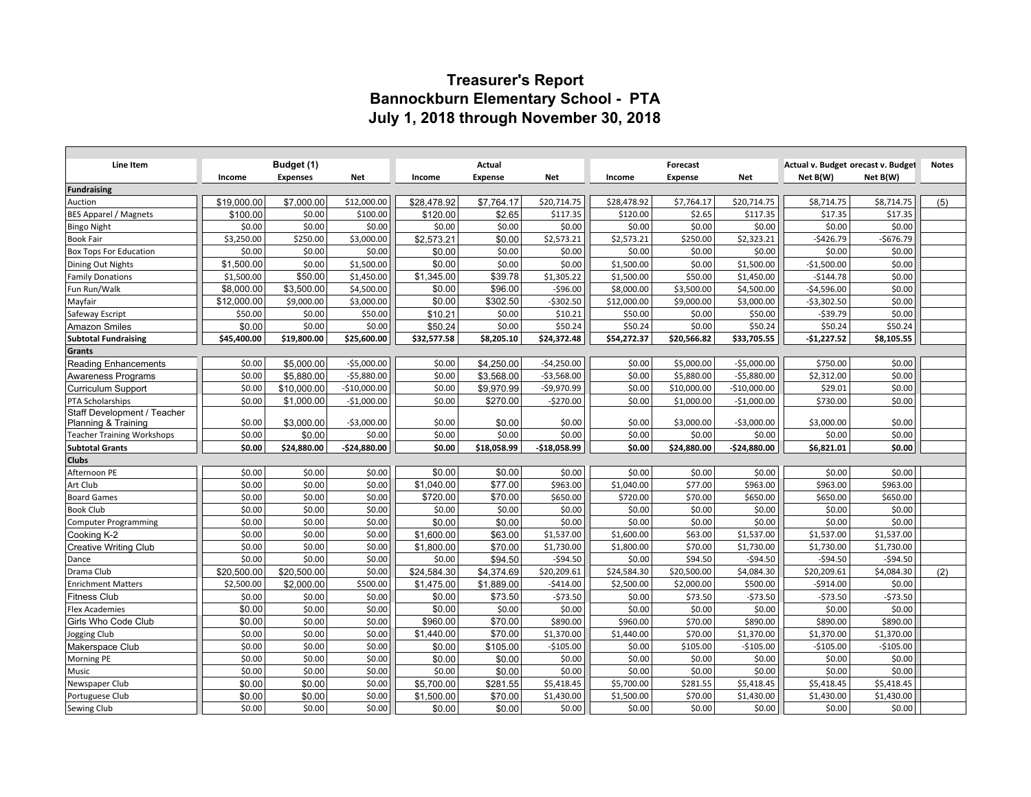# Treasurer's Report
# Bannockburn Elementary School - PTA
# July 1, 2018 through November 30, 2018

| Line Item | Budget (1) | | | Actual | | | Forecast | | | Actual v. Budget | Forecast v. Budget | Notes |
|---|---|---|---|---|---|---|---|---|---|---|---|---|
| | Income | Expenses | Net | Income | Expense | Net | Income | Expense | Net | Net B(W) | Net B(W) | |
| **Fundraising** | | | | | | | | | | | | |
| Auction | $19,000.00 | $7,000.00 | $12,000.00 | $28,478.92 | $7,764.17 | $20,714.75 | $28,478.92 | $7,764.17 | $20,714.75 | $8,714.75 | $8,714.75 | (5) |
| BES Apparel / Magnets | $100.00 | $0.00 | $100.00 | $120.00 | $2.65 | $117.35 | $120.00 | $2.65 | $117.35 | $17.35 | $17.35 | |
| Bingo Night | $0.00 | $0.00 | $0.00 | $0.00 | $0.00 | $0.00 | $0.00 | $0.00 | $0.00 | $0.00 | $0.00 | |
| Book Fair | $3,250.00 | $250.00 | $3,000.00 | $2,573.21 | $0.00 | $2,573.21 | $2,573.21 | $250.00 | $2,323.21 | -$426.79 | -$676.79 | |
| Box Tops For Education | $0.00 | $0.00 | $0.00 | $0.00 | $0.00 | $0.00 | $0.00 | $0.00 | $0.00 | $0.00 | $0.00 | |
| Dining Out Nights | $1,500.00 | $0.00 | $1,500.00 | $0.00 | $0.00 | $0.00 | $1,500.00 | $0.00 | $1,500.00 | -$1,500.00 | $0.00 | |
| Family Donations | $1,500.00 | $50.00 | $1,450.00 | $1,345.00 | $39.78 | $1,305.22 | $1,500.00 | $50.00 | $1,450.00 | -$144.78 | $0.00 | |
| Fun Run/Walk | $8,000.00 | $3,500.00 | $4,500.00 | $0.00 | $96.00 | -$96.00 | $8,000.00 | $3,500.00 | $4,500.00 | -$4,596.00 | $0.00 | |
| Mayfair | $12,000.00 | $9,000.00 | $3,000.00 | $0.00 | $302.50 | -$302.50 | $12,000.00 | $9,000.00 | $3,000.00 | -$3,302.50 | $0.00 | |
| Safeway Escript | $50.00 | $0.00 | $50.00 | $10.21 | $0.00 | $10.21 | $50.00 | $0.00 | $50.00 | -$39.79 | $0.00 | |
| Amazon Smiles | $0.00 | $0.00 | $0.00 | $50.24 | $0.00 | $50.24 | $50.24 | $0.00 | $50.24 | $50.24 | $50.24 | |
| **Subtotal Fundraising** | **$45,400.00** | **$19,800.00** | **$25,600.00** | **$32,577.58** | **$8,205.10** | **$24,372.48** | **$54,272.37** | **$20,566.82** | **$33,705.55** | **-$1,227.52** | **$8,105.55** | |
| **Grants** | | | | | | | | | | | | |
| Reading Enhancements | $0.00 | $5,000.00 | -$5,000.00 | $0.00 | $4,250.00 | -$4,250.00 | $0.00 | $5,000.00 | -$5,000.00 | $750.00 | $0.00 | |
| Awareness Programs | $0.00 | $5,880.00 | -$5,880.00 | $0.00 | $3,568.00 | -$3,568.00 | $0.00 | $5,880.00 | -$5,880.00 | $2,312.00 | $0.00 | |
| Curriculum Support | $0.00 | $10,000.00 | -$10,000.00 | $0.00 | $9,970.99 | -$9,970.99 | $0.00 | $10,000.00 | -$10,000.00 | $29.01 | $0.00 | |
| PTA Scholarships | $0.00 | $1,000.00 | -$1,000.00 | $0.00 | $270.00 | -$270.00 | $0.00 | $1,000.00 | -$1,000.00 | $730.00 | $0.00 | |
| Staff Development / Teacher Planning & Training | $0.00 | $3,000.00 | -$3,000.00 | $0.00 | $0.00 | $0.00 | $0.00 | $3,000.00 | -$3,000.00 | $3,000.00 | $0.00 | |
| Teacher Training Workshops | $0.00 | $0.00 | $0.00 | $0.00 | $0.00 | $0.00 | $0.00 | $0.00 | $0.00 | $0.00 | $0.00 | |
| **Subtotal Grants** | **$0.00** | **$24,880.00** | **-$24,880.00** | **$0.00** | **$18,058.99** | **-$18,058.99** | **$0.00** | **$24,880.00** | **-$24,880.00** | **$6,821.01** | **$0.00** | |
| **Clubs** | | | | | | | | | | | | |
| Afternoon PE | $0.00 | $0.00 | $0.00 | $0.00 | $0.00 | $0.00 | $0.00 | $0.00 | $0.00 | $0.00 | $0.00 | |
| Art Club | $0.00 | $0.00 | $0.00 | $1,040.00 | $77.00 | $963.00 | $1,040.00 | $77.00 | $963.00 | $963.00 | $963.00 | |
| Board Games | $0.00 | $0.00 | $0.00 | $720.00 | $70.00 | $650.00 | $720.00 | $70.00 | $650.00 | $650.00 | $650.00 | |
| Book Club | $0.00 | $0.00 | $0.00 | $0.00 | $0.00 | $0.00 | $0.00 | $0.00 | $0.00 | $0.00 | $0.00 | |
| Computer Programming | $0.00 | $0.00 | $0.00 | $0.00 | $0.00 | $0.00 | $0.00 | $0.00 | $0.00 | $0.00 | $0.00 | |
| Cooking K-2 | $0.00 | $0.00 | $0.00 | $1,600.00 | $63.00 | $1,537.00 | $1,600.00 | $63.00 | $1,537.00 | $1,537.00 | $1,537.00 | |
| Creative Writing Club | $0.00 | $0.00 | $0.00 | $1,800.00 | $70.00 | $1,730.00 | $1,800.00 | $70.00 | $1,730.00 | $1,730.00 | $1,730.00 | |
| Dance | $0.00 | $0.00 | $0.00 | $0.00 | $94.50 | -$94.50 | $0.00 | $94.50 | -$94.50 | -$94.50 | -$94.50 | |
| Drama Club | $20,500.00 | $20,500.00 | $0.00 | $24,584.30 | $4,374.69 | $20,209.61 | $24,584.30 | $20,500.00 | $4,084.30 | $20,209.61 | $4,084.30 | (2) |
| Enrichment Matters | $2,500.00 | $2,000.00 | $500.00 | $1,475.00 | $1,889.00 | -$414.00 | $2,500.00 | $2,000.00 | $500.00 | -$914.00 | $0.00 | |
| Fitness Club | $0.00 | $0.00 | $0.00 | $0.00 | $73.50 | -$73.50 | $0.00 | $73.50 | -$73.50 | -$73.50 | -$73.50 | |
| Flex Academies | $0.00 | $0.00 | $0.00 | $0.00 | $0.00 | $0.00 | $0.00 | $0.00 | $0.00 | $0.00 | $0.00 | |
| Girls Who Code Club | $0.00 | $0.00 | $0.00 | $960.00 | $70.00 | $890.00 | $960.00 | $70.00 | $890.00 | $890.00 | $890.00 | |
| Jogging Club | $0.00 | $0.00 | $0.00 | $1,440.00 | $70.00 | $1,370.00 | $1,440.00 | $70.00 | $1,370.00 | $1,370.00 | $1,370.00 | |
| Makerspace Club | $0.00 | $0.00 | $0.00 | $0.00 | $105.00 | -$105.00 | $0.00 | $105.00 | -$105.00 | -$105.00 | -$105.00 | |
| Morning PE | $0.00 | $0.00 | $0.00 | $0.00 | $0.00 | $0.00 | $0.00 | $0.00 | $0.00 | $0.00 | $0.00 | |
| Music | $0.00 | $0.00 | $0.00 | $0.00 | $0.00 | $0.00 | $0.00 | $0.00 | $0.00 | $0.00 | $0.00 | |
| Newspaper Club | $0.00 | $0.00 | $0.00 | $5,700.00 | $281.55 | $5,418.45 | $5,700.00 | $281.55 | $5,418.45 | $5,418.45 | $5,418.45 | |
| Portuguese Club | $0.00 | $0.00 | $0.00 | $1,500.00 | $70.00 | $1,430.00 | $1,500.00 | $70.00 | $1,430.00 | $1,430.00 | $1,430.00 | |
| Sewing Club | $0.00 | $0.00 | $0.00 | $0.00 | $0.00 | $0.00 | $0.00 | $0.00 | $0.00 | $0.00 | $0.00 | |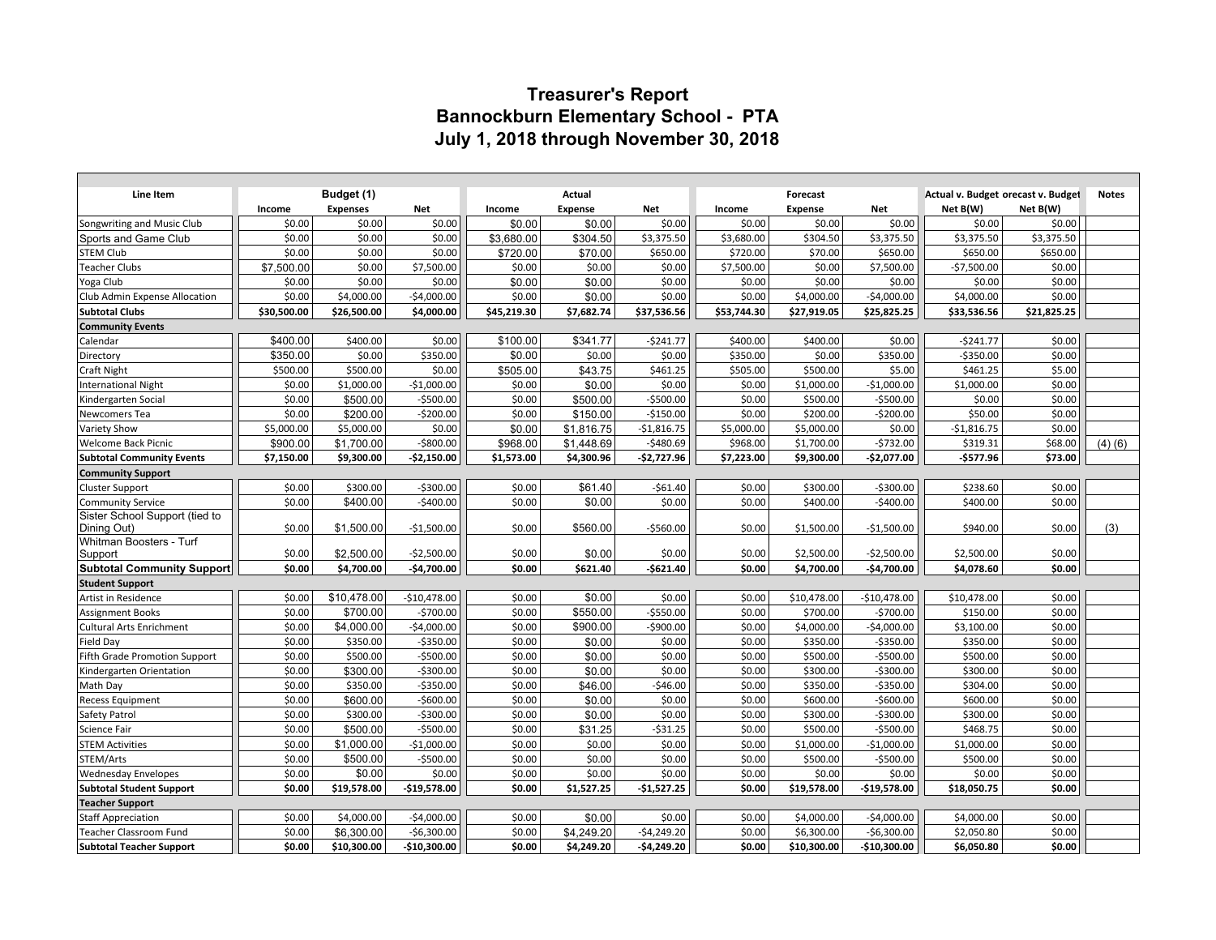# Treasurer's Report
## Bannockburn Elementary School - PTA
## July 1, 2018 through November 30, 2018

| Line Item | Budget (1) | | | Actual | | | Forecast | | | Actual v. Budget | Forecast v. Budget | Notes |
|---|---|---|---|---|---|---|---|---|---|---|---|---|
| | Income | Expenses | Net | Income | Expense | Net | Income | Expense | Net | Net B(W) | Net B(W) | |
| Songwriting and Music Club | $0.00 | $0.00 | $0.00 | $0.00 | $0.00 | $0.00 | $0.00 | $0.00 | $0.00 | $0.00 | $0.00 | |
| Sports and Game Club | $0.00 | $0.00 | $0.00 | $3,680.00 | $304.50 | $3,375.50 | $3,680.00 | $304.50 | $3,375.50 | $3,375.50 | $3,375.50 | |
| STEM Club | $0.00 | $0.00 | $0.00 | $720.00 | $70.00 | $650.00 | $720.00 | $70.00 | $650.00 | $650.00 | $650.00 | |
| Teacher Clubs | $7,500.00 | $0.00 | $7,500.00 | $0.00 | $0.00 | $0.00 | $7,500.00 | $0.00 | $7,500.00 | -$7,500.00 | $0.00 | |
| Yoga Club | $0.00 | $0.00 | $0.00 | $0.00 | $0.00 | $0.00 | $0.00 | $0.00 | $0.00 | $0.00 | $0.00 | |
| Club Admin Expense Allocation | $0.00 | $4,000.00 | -$4,000.00 | $0.00 | $0.00 | $0.00 | $0.00 | $4,000.00 | -$4,000.00 | $4,000.00 | $0.00 | |
| **Subtotal Clubs** | **$30,500.00** | **$26,500.00** | **$4,000.00** | **$45,219.30** | **$7,682.74** | **$37,536.56** | **$53,744.30** | **$27,919.05** | **$25,825.25** | **$33,536.56** | **$21,825.25** | |
| **Community Events** | | | | | | | | | | | | |
| Calendar | $400.00 | $400.00 | $0.00 | $100.00 | $341.77 | -$241.77 | $400.00 | $400.00 | $0.00 | -$241.77 | $0.00 | |
| Directory | $350.00 | $0.00 | $350.00 | $0.00 | $0.00 | $0.00 | $350.00 | $0.00 | $350.00 | -$350.00 | $0.00 | |
| Craft Night | $500.00 | $500.00 | $0.00 | $505.00 | $43.75 | $461.25 | $505.00 | $500.00 | $5.00 | $461.25 | $5.00 | |
| International Night | $0.00 | $1,000.00 | -$1,000.00 | $0.00 | $0.00 | $0.00 | $0.00 | $1,000.00 | -$1,000.00 | $1,000.00 | $0.00 | |
| Kindergarten Social | $0.00 | $500.00 | -$500.00 | $0.00 | $500.00 | -$500.00 | $0.00 | $500.00 | -$500.00 | $0.00 | $0.00 | |
| Newcomers Tea | $0.00 | $200.00 | -$200.00 | $0.00 | $150.00 | -$150.00 | $0.00 | $200.00 | -$200.00 | $50.00 | $0.00 | |
| Variety Show | $5,000.00 | $5,000.00 | $0.00 | $0.00 | $1,816.75 | -$1,816.75 | $5,000.00 | $5,000.00 | $0.00 | -$1,816.75 | $0.00 | |
| Welcome Back Picnic | $900.00 | $1,700.00 | -$800.00 | $968.00 | $1,448.69 | -$480.69 | $968.00 | $1,700.00 | -$732.00 | $319.31 | $68.00 | (4) (6) |
| **Subtotal Community Events** | **$7,150.00** | **$9,300.00** | **-$2,150.00** | **$1,573.00** | **$4,300.96** | **-$2,727.96** | **$7,223.00** | **$9,300.00** | **-$2,077.00** | **-$577.96** | **$73.00** | |
| **Community Support** | | | | | | | | | | | | |
| Cluster Support | $0.00 | $300.00 | -$300.00 | $0.00 | $61.40 | -$61.40 | $0.00 | $300.00 | -$300.00 | $238.60 | $0.00 | |
| Community Service | $0.00 | $400.00 | -$400.00 | $0.00 | $0.00 | $0.00 | $0.00 | $400.00 | -$400.00 | $400.00 | $0.00 | |
| Sister School Support (tied to Dining Out) | $0.00 | $1,500.00 | -$1,500.00 | $0.00 | $560.00 | -$560.00 | $0.00 | $1,500.00 | -$1,500.00 | $940.00 | $0.00 | (3) |
| Whitman Boosters - Turf Support | $0.00 | $2,500.00 | -$2,500.00 | $0.00 | $0.00 | $0.00 | $0.00 | $2,500.00 | -$2,500.00 | $2,500.00 | $0.00 | |
| **Subtotal Community Support** | **$0.00** | **$4,700.00** | **-$4,700.00** | **$0.00** | **$621.40** | **-$621.40** | **$0.00** | **$4,700.00** | **-$4,700.00** | **$4,078.60** | **$0.00** | |
| **Student Support** | | | | | | | | | | | | |
| Artist in Residence | $0.00 | $10,478.00 | -$10,478.00 | $0.00 | $0.00 | $0.00 | $0.00 | $10,478.00 | -$10,478.00 | $10,478.00 | $0.00 | |
| Assignment Books | $0.00 | $700.00 | -$700.00 | $0.00 | $550.00 | -$550.00 | $0.00 | $700.00 | -$700.00 | $150.00 | $0.00 | |
| Cultural Arts Enrichment | $0.00 | $4,000.00 | -$4,000.00 | $0.00 | $900.00 | -$900.00 | $0.00 | $4,000.00 | -$4,000.00 | $3,100.00 | $0.00 | |
| Field Day | $0.00 | $350.00 | -$350.00 | $0.00 | $0.00 | $0.00 | $0.00 | $350.00 | -$350.00 | $350.00 | $0.00 | |
| Fifth Grade Promotion Support | $0.00 | $500.00 | -$500.00 | $0.00 | $0.00 | $0.00 | $0.00 | $500.00 | -$500.00 | $500.00 | $0.00 | |
| Kindergarten Orientation | $0.00 | $300.00 | -$300.00 | $0.00 | $0.00 | $0.00 | $0.00 | $300.00 | -$300.00 | $300.00 | $0.00 | |
| Math Day | $0.00 | $350.00 | -$350.00 | $0.00 | $46.00 | -$46.00 | $0.00 | $350.00 | -$350.00 | $304.00 | $0.00 | |
| Recess Equipment | $0.00 | $600.00 | -$600.00 | $0.00 | $0.00 | $0.00 | $0.00 | $600.00 | -$600.00 | $600.00 | $0.00 | |
| Safety Patrol | $0.00 | $300.00 | -$300.00 | $0.00 | $0.00 | $0.00 | $0.00 | $300.00 | -$300.00 | $300.00 | $0.00 | |
| Science Fair | $0.00 | $500.00 | -$500.00 | $0.00 | $31.25 | -$31.25 | $0.00 | $500.00 | -$500.00 | $468.75 | $0.00 | |
| STEM Activities | $0.00 | $1,000.00 | -$1,000.00 | $0.00 | $0.00 | $0.00 | $0.00 | $1,000.00 | -$1,000.00 | $1,000.00 | $0.00 | |
| STEM/Arts | $0.00 | $500.00 | -$500.00 | $0.00 | $0.00 | $0.00 | $0.00 | $500.00 | -$500.00 | $500.00 | $0.00 | |
| Wednesday Envelopes | $0.00 | $0.00 | $0.00 | $0.00 | $0.00 | $0.00 | $0.00 | $0.00 | $0.00 | $0.00 | $0.00 | |
| **Subtotal Student Support** | **$0.00** | **$19,578.00** | **-$19,578.00** | **$0.00** | **$1,527.25** | **-$1,527.25** | **$0.00** | **$19,578.00** | **-$19,578.00** | **$18,050.75** | **$0.00** | |
| **Teacher Support** | | | | | | | | | | | | |
| Staff Appreciation | $0.00 | $4,000.00 | -$4,000.00 | $0.00 | $0.00 | $0.00 | $0.00 | $4,000.00 | -$4,000.00 | $4,000.00 | $0.00 | |
| Teacher Classroom Fund | $0.00 | $6,300.00 | -$6,300.00 | $0.00 | $4,249.20 | -$4,249.20 | $0.00 | $6,300.00 | -$6,300.00 | $2,050.80 | $0.00 | |
| **Subtotal Teacher Support** | **$0.00** | **$10,300.00** | **-$10,300.00** | **$0.00** | **$4,249.20** | **-$4,249.20** | **$0.00** | **$10,300.00** | **-$10,300.00** | **$6,050.80** | **$0.00** | |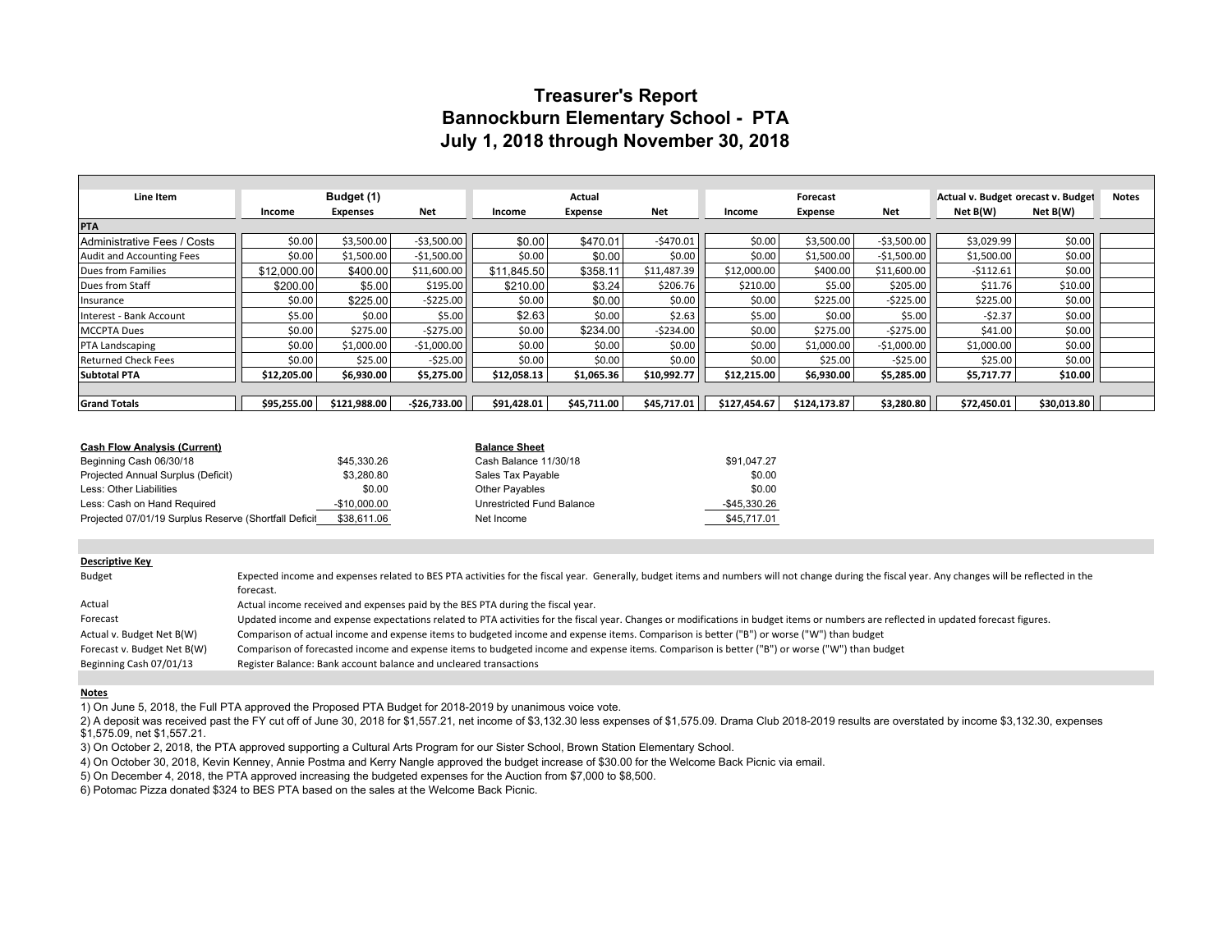# Treasurer's Report
# Bannockburn Elementary School - PTA
# July 1, 2018 through November 30, 2018

| Line Item | Budget (1) | | | Actual | | | Forecast | | | Actual v. Budget | Forecast v. Budget | Notes |
|---|---|---|---|---|---|---|---|---|---|---|---|---|
| | Income | Expenses | Net | Income | Expense | Net | Income | Expense | Net | Net B(W) | Net B(W) | |
| **PTA** | | | | | | | | | | | | |
| Administrative Fees / Costs | $0.00 | $3,500.00 | -$3,500.00 | $0.00 | $470.01 | -$470.01 | $0.00 | $3,500.00 | -$3,500.00 | $3,029.99 | $0.00 | |
| Audit and Accounting Fees | $0.00 | $1,500.00 | -$1,500.00 | $0.00 | $0.00 | $0.00 | $0.00 | $1,500.00 | -$1,500.00 | $1,500.00 | $0.00 | |
| Dues from Families | $12,000.00 | $400.00 | $11,600.00 | $11,845.50 | $358.11 | $11,487.39 | $12,000.00 | $400.00 | $11,600.00 | -$112.61 | $0.00 | |
| Dues from Staff | $200.00 | $5.00 | $195.00 | $210.00 | $3.24 | $206.76 | $210.00 | $5.00 | $205.00 | $11.76 | $10.00 | |
| Insurance | $0.00 | $225.00 | -$225.00 | $0.00 | $0.00 | $0.00 | $0.00 | $225.00 | -$225.00 | $225.00 | $0.00 | |
| Interest - Bank Account | $5.00 | $0.00 | $5.00 | $2.63 | $0.00 | $2.63 | $5.00 | $0.00 | $5.00 | -$2.37 | $0.00 | |
| MCCPTA Dues | $0.00 | $275.00 | -$275.00 | $0.00 | $234.00 | -$234.00 | $0.00 | $275.00 | -$275.00 | $41.00 | $0.00 | |
| PTA Landscaping | $0.00 | $1,000.00 | -$1,000.00 | $0.00 | $0.00 | $0.00 | $0.00 | $1,000.00 | -$1,000.00 | $1,000.00 | $0.00 | |
| Returned Check Fees | $0.00 | $25.00 | -$25.00 | $0.00 | $0.00 | $0.00 | $0.00 | $25.00 | -$25.00 | $25.00 | $0.00 | |
| **Subtotal PTA** | **$12,205.00** | **$6,930.00** | **$5,275.00** | **$12,058.13** | **$1,065.36** | **$10,992.77** | **$12,215.00** | **$6,930.00** | **$5,285.00** | **$5,717.77** | **$10.00** | |
| | | | | | | | | | | | | |
| **Grand Totals** | **$95,255.00** | **$121,988.00** | **-$26,733.00** | **$91,428.01** | **$45,711.00** | **$45,717.01** | **$127,454.67** | **$124,173.87** | **$3,280.80** | **$72,450.01** | **$30,013.80** | |

| **Cash Flow Analysis (Current)** | | **Balance Sheet** | |
|---|---|---|---|
| Beginning Cash 06/30/18 | $45,330.26 | Cash Balance 11/30/18 | $91,047.27 |
| Projected Annual Surplus (Deficit) | $3,280.80 | Sales Tax Payable | $0.00 |
| Less: Other Liabilities | $0.00 | Other Payables | $0.00 |
| Less: Cash on Hand Required | -$10,000.00 | Unrestricted Fund Balance | -$45,330.26 |
| Projected 07/01/19 Surplus Reserve (Shortfall Deficit) | $38,611.06 | Net Income | $45,717.01 |

**Descriptive Key**

| | |
|---|---|
| Budget | Expected income and expenses related to BES PTA activities for the fiscal year. Generally, budget items and numbers will not change during the fiscal year. Any changes will be reflected in the forecast. |
| Actual | Actual income received and expenses paid by the BES PTA during the fiscal year. |
| Forecast | Updated income and expense expectations related to PTA activities for the fiscal year. Changes or modifications in budget items or numbers are reflected in updated forecast figures. |
| Actual v. Budget Net B(W) | Comparison of actual income and expense items to budgeted income and expense items. Comparison is better ("B") or worse ("W") than budget |
| Forecast v. Budget Net B(W) | Comparison of forecasted income and expense items to budgeted income and expense items. Comparison is better ("B") or worse ("W") than budget |
| Beginning Cash 07/01/13 | Register Balance: Bank account balance and uncleared transactions |

**Notes**

1) On June 5, 2018, the Full PTA approved the Proposed PTA Budget for 2018-2019 by unanimous voice vote.

2) A deposit was received past the FY cut off of June 30, 2018 for $1,557.21, net income of $3,132.30 less expenses of $1,575.09. Drama Club 2018-2019 results are overstated by income $3,132.30, expenses $1,575.09, net $1,557.21.

3) On October 2, 2018, the PTA approved supporting a Cultural Arts Program for our Sister School, Brown Station Elementary School.

4) On October 30, 2018, Kevin Kenney, Annie Postma and Kerry Nangle approved the budget increase of $30.00 for the Welcome Back Picnic via email.

5) On December 4, 2018, the PTA approved increasing the budgeted expenses for the Auction from $7,000 to $8,500.

6) Potomac Pizza donated $324 to BES PTA based on the sales at the Welcome Back Picnic.